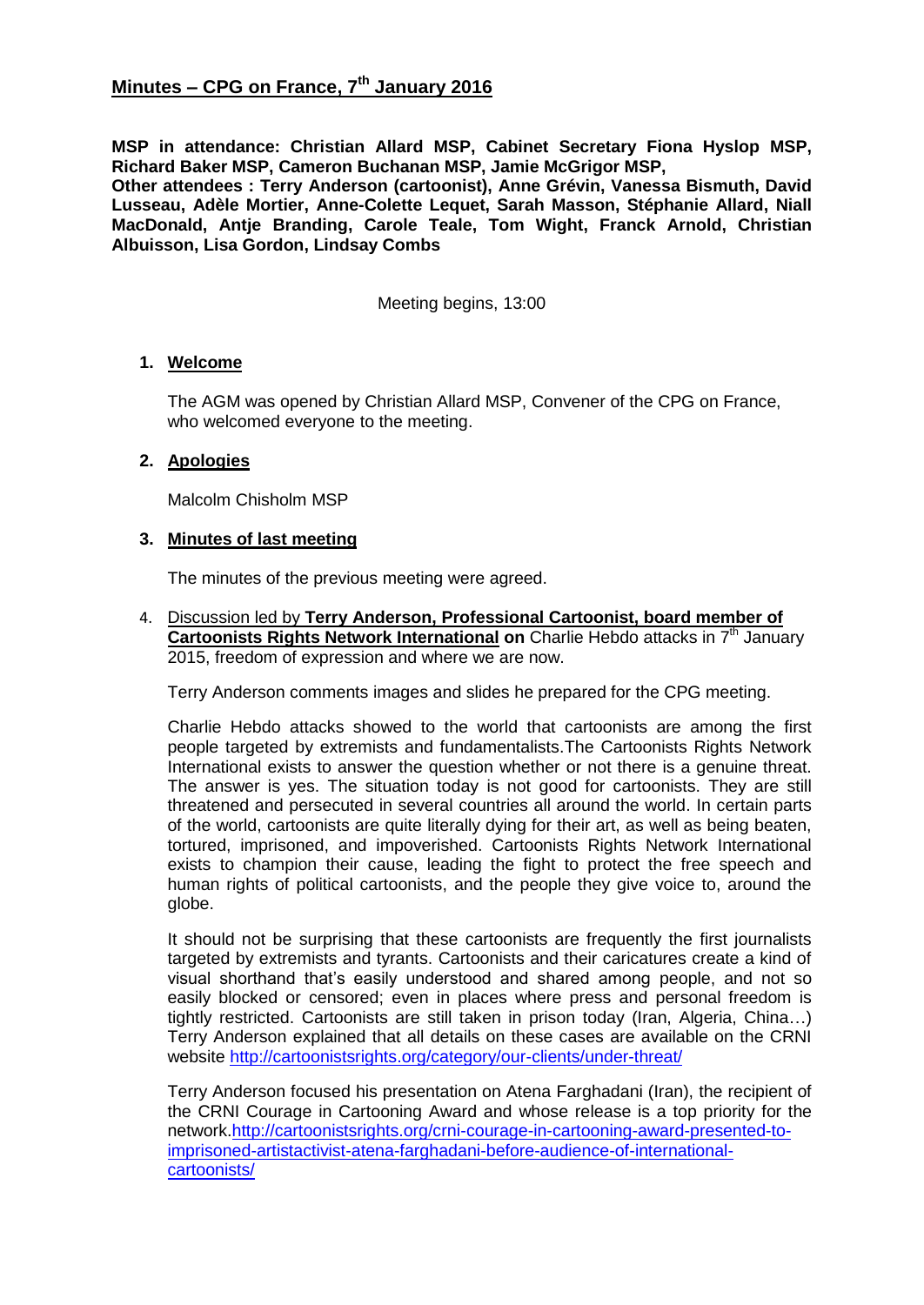# Minutes – CPG on France, 7th January 2016

**MSP in attendance: Christian Allard MSP, Cabinet Secretary Fiona Hyslop MSP, Richard Baker MSP, Cameron Buchanan MSP, Jamie McGrigor MSP,**
**Other attendees : Terry Anderson (cartoonist), Anne Grévin, Vanessa Bismuth, David Lusseau, Adèle Mortier, Anne-Colette Lequet, Sarah Masson, Stéphanie Allard, Niall MacDonald, Antje Branding, Carole Teale, Tom Wight, Franck Arnold, Christian Albuisson, Lisa Gordon, Lindsay Combs**

Meeting begins, 13:00

1. **Welcome**

   The AGM was opened by Christian Allard MSP, Convener of the CPG on France, who welcomed everyone to the meeting.

2. **Apologies**

   Malcolm Chisholm MSP

3. **Minutes of last meeting**

   The minutes of the previous meeting were agreed.

4. Discussion led by **Terry Anderson, Professional Cartoonist, board member of Cartoonists Rights Network International on** Charlie Hebdo attacks in 7th January 2015, freedom of expression and where we are now.

   Terry Anderson comments images and slides he prepared for the CPG meeting.

   Charlie Hebdo attacks showed to the world that cartoonists are among the first people targeted by extremists and fundamentalists.The Cartoonists Rights Network International exists to answer the question whether or not there is a genuine threat. The answer is yes. The situation today is not good for cartoonists. They are still threatened and persecuted in several countries all around the world. In certain parts of the world, cartoonists are quite literally dying for their art, as well as being beaten, tortured, imprisoned, and impoverished. Cartoonists Rights Network International exists to champion their cause, leading the fight to protect the free speech and human rights of political cartoonists, and the people they give voice to, around the globe.

   It should not be surprising that these cartoonists are frequently the first journalists targeted by extremists and tyrants. Cartoonists and their caricatures create a kind of visual shorthand that's easily understood and shared among people, and not so easily blocked or censored; even in places where press and personal freedom is tightly restricted. Cartoonists are still taken in prison today (Iran, Algeria, China…) Terry Anderson explained that all details on these cases are available on the CRNI website http://cartoonistsrights.org/category/our-clients/under-threat/

   Terry Anderson focused his presentation on Atena Farghadani (Iran), the recipient of the CRNI Courage in Cartooning Award and whose release is a top priority for the network.http://cartoonistsrights.org/crni-courage-in-cartooning-award-presented-to-imprisoned-artistactivist-atena-farghadani-before-audience-of-international-cartoonists/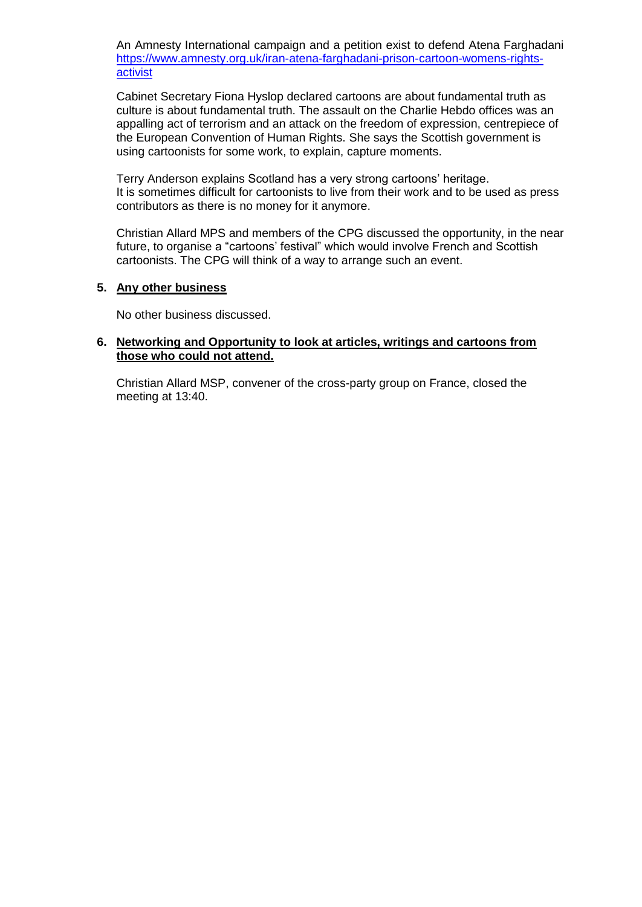An Amnesty International campaign and a petition exist to defend Atena Farghadani [https://www.amnesty.org.uk/iran-atena-farghadani-prison-cartoon-womens-rights-activist](https://www.amnesty.org.uk/iran-atena-farghadani-prison-cartoon-womens-rights-activist)

Cabinet Secretary Fiona Hyslop declared cartoons are about fundamental truth as culture is about fundamental truth. The assault on the Charlie Hebdo offices was an appalling act of terrorism and an attack on the freedom of expression, centrepiece of the European Convention of Human Rights. She says the Scottish government is using cartoonists for some work, to explain, capture moments.

Terry Anderson explains Scotland has a very strong cartoons' heritage.
It is sometimes difficult for cartoonists to live from their work and to be used as press contributors as there is no money for it anymore.

Christian Allard MPS and members of the CPG discussed the opportunity, in the near future, to organise a "cartoons' festival" which would involve French and Scottish cartoonists. The CPG will think of a way to arrange such an event.

**5. <u>Any other business</u>**

No other business discussed.

**6. <u>Networking and Opportunity to look at articles, writings and cartoons from those who could not attend.</u>**

Christian Allard MSP, convener of the cross-party group on France, closed the meeting at 13:40.